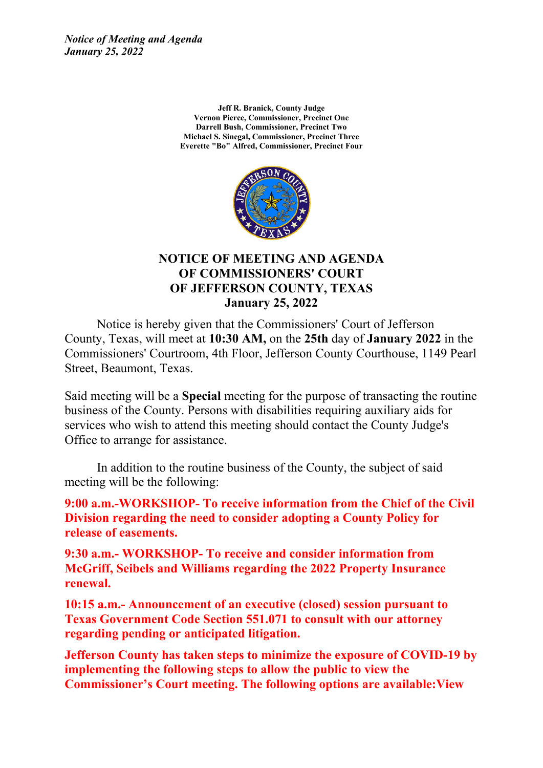*Notice of Meeting and Agenda*
*January 25, 2022*

**Jeff R. Branick, County Judge**
**Vernon Pierce, Commissioner, Precinct One**
**Darrell Bush, Commissioner, Precinct Two**
**Michael S. Sinegal, Commissioner, Precinct Three**
**Everette "Bo" Alfred, Commissioner, Precinct Four**

# NOTICE OF MEETING AND AGENDA OF COMMISSIONERS' COURT OF JEFFERSON COUNTY, TEXAS January 25, 2022

Notice is hereby given that the Commissioners' Court of Jefferson County, Texas, will meet at **10:30 AM,** on the **25th** day of **January 2022** in the Commissioners' Courtroom, 4th Floor, Jefferson County Courthouse, 1149 Pearl Street, Beaumont, Texas.

Said meeting will be a **Special** meeting for the purpose of transacting the routine business of the County. Persons with disabilities requiring auxiliary aids for services who wish to attend this meeting should contact the County Judge's Office to arrange for assistance.

In addition to the routine business of the County, the subject of said meeting will be the following:

**9:00 a.m.-WORKSHOP- To receive information from the Chief of the Civil Division regarding the need to consider adopting a County Policy for release of easements.**

**9:30 a.m.- WORKSHOP- To receive and consider information from McGriff, Seibels and Williams regarding the 2022 Property Insurance renewal.**

**10:15 a.m.- Announcement of an executive (closed) session pursuant to Texas Government Code Section 551.071 to consult with our attorney regarding pending or anticipated litigation.**

**Jefferson County has taken steps to minimize the exposure of COVID-19 by implementing the following steps to allow the public to view the Commissioner's Court meeting. The following options are available:View**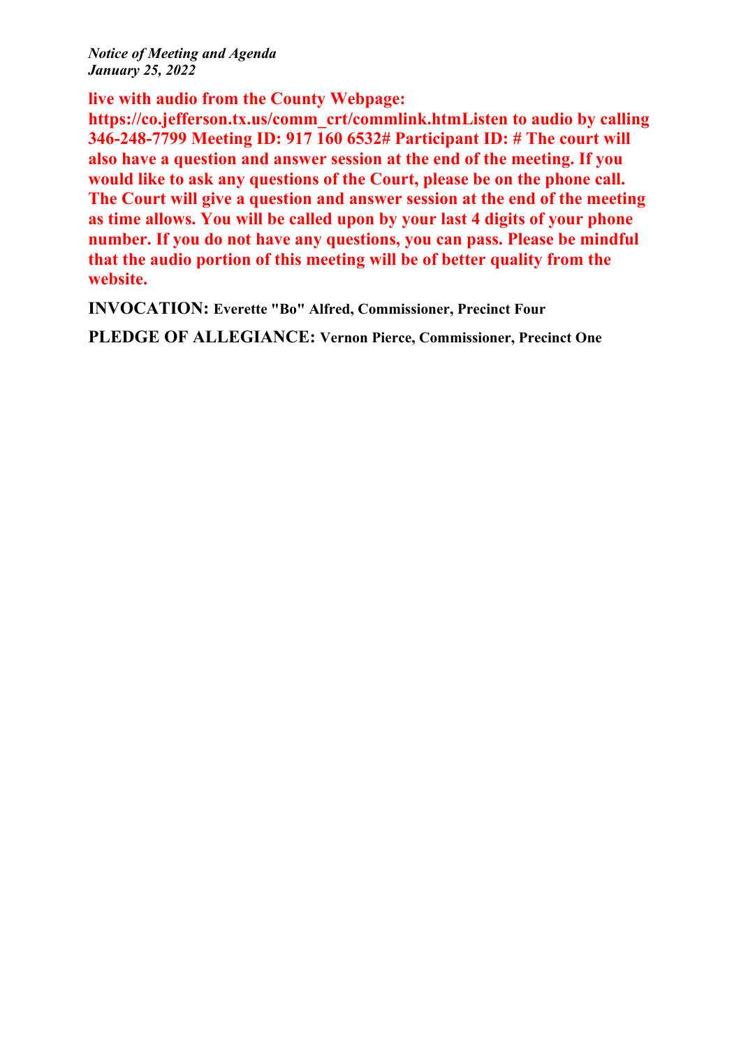*Notice of Meeting and Agenda*
*January 25, 2022*

**live with audio from the County Webpage: https://co.jefferson.tx.us/comm_crt/commlink.htmListen to audio by calling 346-248-7799 Meeting ID: 917 160 6532# Participant ID: # The court will also have a question and answer session at the end of the meeting. If you would like to ask any questions of the Court, please be on the phone call. The Court will give a question and answer session at the end of the meeting as time allows. You will be called upon by your last 4 digits of your phone number. If you do not have any questions, you can pass. Please be mindful that the audio portion of this meeting will be of better quality from the website.**

**INVOCATION:** **Everette "Bo" Alfred, Commissioner, Precinct Four**

**PLEDGE OF ALLEGIANCE:** **Vernon Pierce, Commissioner, Precinct One**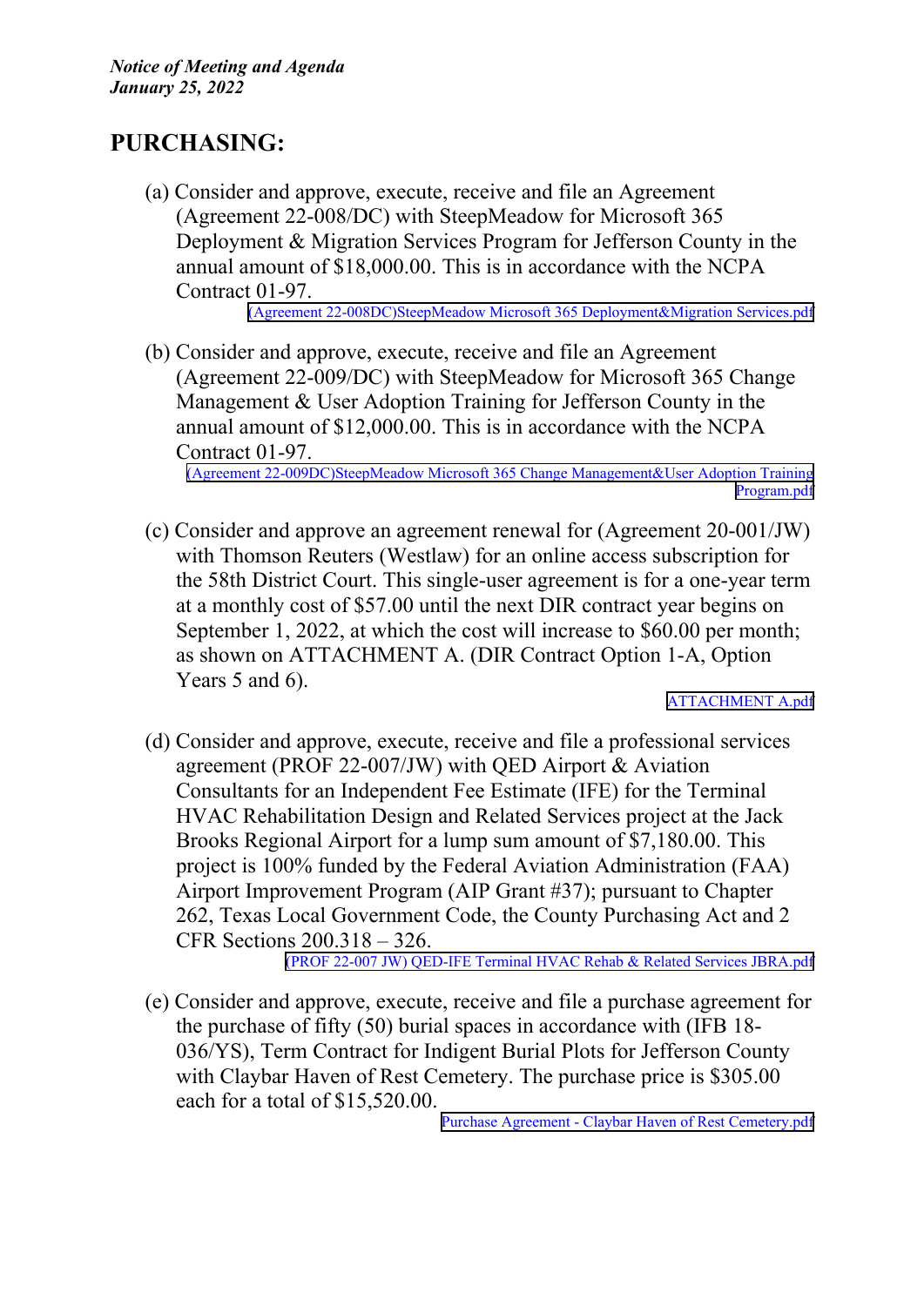*Notice of Meeting and Agenda*
*January 25, 2022*

## PURCHASING:

(a) Consider and approve, execute, receive and file an Agreement (Agreement 22-008/DC) with SteepMeadow for Microsoft 365 Deployment & Migration Services Program for Jefferson County in the annual amount of $18,000.00. This is in accordance with the NCPA Contract 01-97.

(Agreement 22-008DC)SteepMeadow Microsoft 365 Deployment&Migration Services.pdf

(b) Consider and approve, execute, receive and file an Agreement (Agreement 22-009/DC) with SteepMeadow for Microsoft 365 Change Management & User Adoption Training for Jefferson County in the annual amount of $12,000.00. This is in accordance with the NCPA Contract 01-97.

(Agreement 22-009DC)SteepMeadow Microsoft 365 Change Management&User Adoption Training Program.pdf

(c) Consider and approve an agreement renewal for (Agreement 20-001/JW) with Thomson Reuters (Westlaw) for an online access subscription for the 58th District Court. This single-user agreement is for a one-year term at a monthly cost of $57.00 until the next DIR contract year begins on September 1, 2022, at which the cost will increase to $60.00 per month; as shown on ATTACHMENT A. (DIR Contract Option 1-A, Option Years 5 and 6).

ATTACHMENT A.pdf

(d) Consider and approve, execute, receive and file a professional services agreement (PROF 22-007/JW) with QED Airport & Aviation Consultants for an Independent Fee Estimate (IFE) for the Terminal HVAC Rehabilitation Design and Related Services project at the Jack Brooks Regional Airport for a lump sum amount of $7,180.00. This project is 100% funded by the Federal Aviation Administration (FAA) Airport Improvement Program (AIP Grant #37); pursuant to Chapter 262, Texas Local Government Code, the County Purchasing Act and 2 CFR Sections 200.318 – 326.

(PROF 22-007 JW) QED-IFE Terminal HVAC Rehab & Related Services JBRA.pdf

(e) Consider and approve, execute, receive and file a purchase agreement for the purchase of fifty (50) burial spaces in accordance with (IFB 18-036/YS), Term Contract for Indigent Burial Plots for Jefferson County with Claybar Haven of Rest Cemetery. The purchase price is $305.00 each for a total of $15,520.00.

Purchase Agreement - Claybar Haven of Rest Cemetery.pdf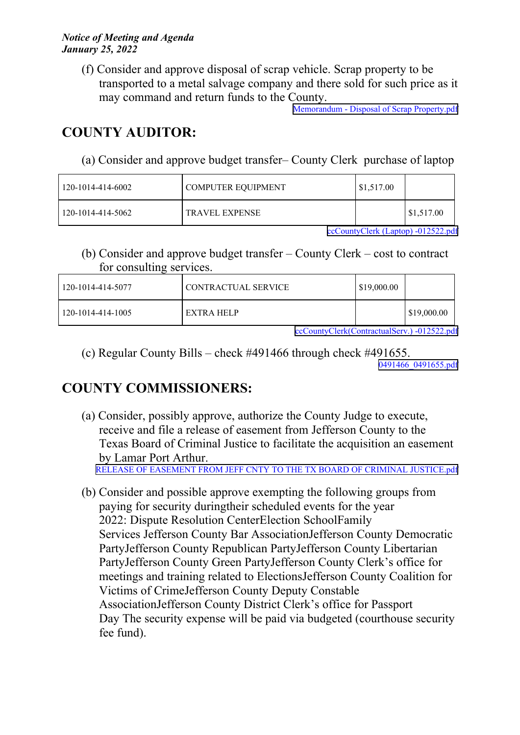(f) Consider and approve disposal of scrap vehicle. Scrap property to be transported to a metal salvage company and there sold for such price as it may command and return funds to the County.

Memorandum - Disposal of Scrap Property.pdf

## COUNTY AUDITOR:

(a) Consider and approve budget transfer– County Clerk purchase of laptop

| | | | |
|---|---|---|---|
| 120-1014-414-6002 | COMPUTER EQUIPMENT | $1,517.00 | |
| 120-1014-414-5062 | TRAVEL EXPENSE | | $1,517.00 |

ccCountyClerk (Laptop) -012522.pdf

(b) Consider and approve budget transfer – County Clerk – cost to contract for consulting services.

| | | | |
|---|---|---|---|
| 120-1014-414-5077 | CONTRACTUAL SERVICE | $19,000.00 | |
| 120-1014-414-1005 | EXTRA HELP | | $19,000.00 |

ccCountyClerk(ContractualServ.) -012522.pdf

(c) Regular County Bills – check #491466 through check #491655.

0491466_0491655.pdf

## COUNTY COMMISSIONERS:

(a) Consider, possibly approve, authorize the County Judge to execute, receive and file a release of easement from Jefferson County to the Texas Board of Criminal Justice to facilitate the acquisition an easement by Lamar Port Arthur.

RELEASE OF EASEMENT FROM JEFF CNTY TO THE TX BOARD OF CRIMINAL JUSTICE.pdf

(b) Consider and possible approve exempting the following groups from paying for security duringtheir scheduled events for the year 2022: Dispute Resolution CenterElection SchoolFamily Services Jefferson County Bar AssociationJefferson County Democratic PartyJefferson County Republican PartyJefferson County Libertarian PartyJefferson County Green PartyJefferson County Clerk's office for meetings and training related to ElectionsJefferson County Coalition for Victims of CrimeJefferson County Deputy Constable AssociationJefferson County District Clerk's office for Passport Day The security expense will be paid via budgeted (courthouse security fee fund).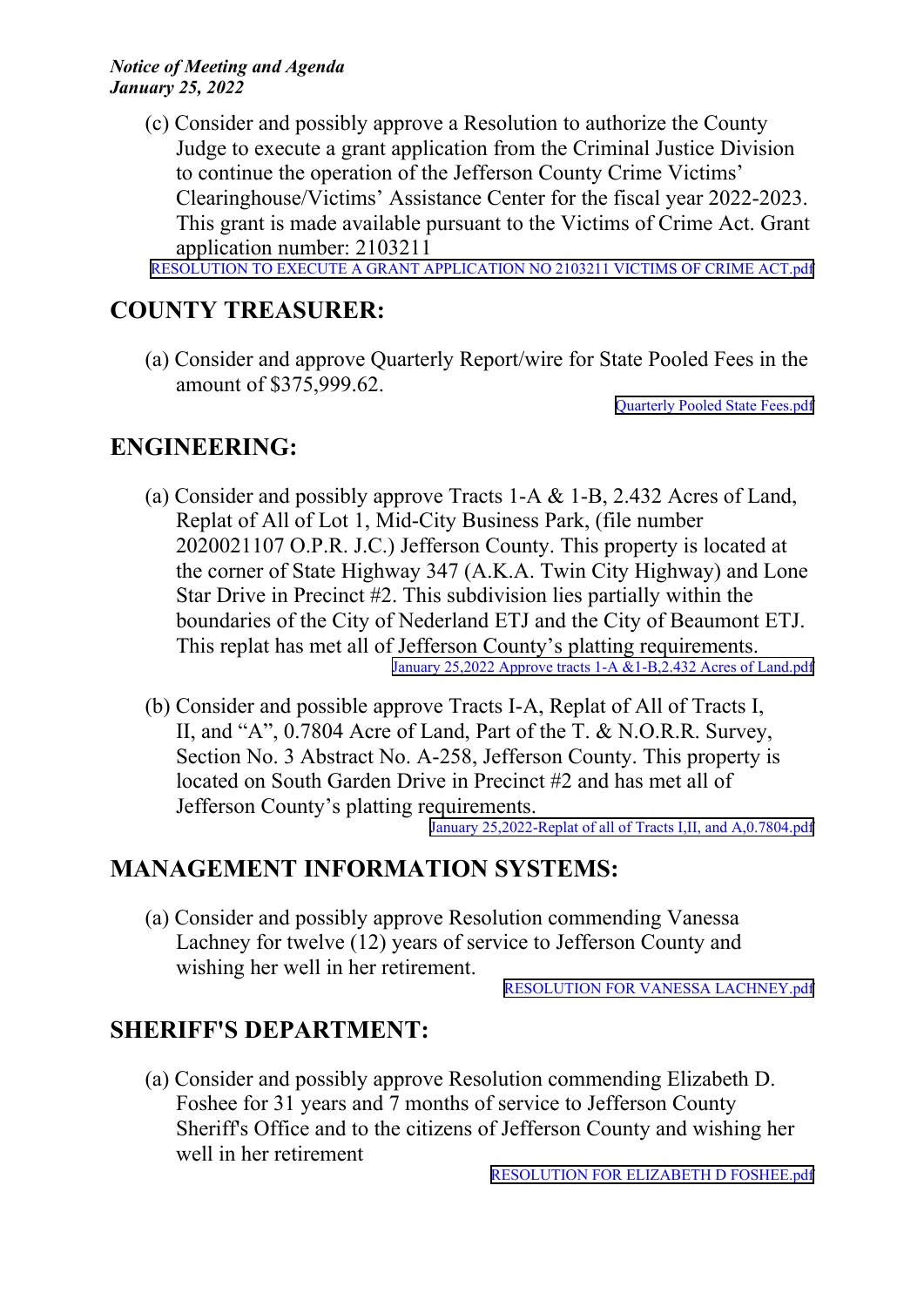(c) Consider and possibly approve a Resolution to authorize the County Judge to execute a grant application from the Criminal Justice Division to continue the operation of the Jefferson County Crime Victims' Clearinghouse/Victims' Assistance Center for the fiscal year 2022-2023. This grant is made available pursuant to the Victims of Crime Act. Grant application number: 2103211

RESOLUTION TO EXECUTE A GRANT APPLICATION NO 2103211 VICTIMS OF CRIME ACT.pdf

## COUNTY TREASURER:

(a) Consider and approve Quarterly Report/wire for State Pooled Fees in the amount of $375,999.62.

Quarterly Pooled State Fees.pdf

## ENGINEERING:

(a) Consider and possibly approve Tracts 1-A & 1-B, 2.432 Acres of Land, Replat of All of Lot 1, Mid-City Business Park, (file number 2020021107 O.P.R. J.C.) Jefferson County. This property is located at the corner of State Highway 347 (A.K.A. Twin City Highway) and Lone Star Drive in Precinct #2. This subdivision lies partially within the boundaries of the City of Nederland ETJ and the City of Beaumont ETJ. This replat has met all of Jefferson County's platting requirements.

January 25,2022 Approve tracts 1-A &1-B,2.432 Acres of Land.pdf

(b) Consider and possible approve Tracts I-A, Replat of All of Tracts I, II, and "A", 0.7804 Acre of Land, Part of the T. & N.O.R.R. Survey, Section No. 3 Abstract No. A-258, Jefferson County. This property is located on South Garden Drive in Precinct #2 and has met all of Jefferson County's platting requirements.

January 25,2022-Replat of all of Tracts I,II, and A,0.7804.pdf

## MANAGEMENT INFORMATION SYSTEMS:

(a) Consider and possibly approve Resolution commending Vanessa Lachney for twelve (12) years of service to Jefferson County and wishing her well in her retirement.

RESOLUTION FOR VANESSA LACHNEY.pdf

## SHERIFF'S DEPARTMENT:

(a) Consider and possibly approve Resolution commending Elizabeth D. Foshee for 31 years and 7 months of service to Jefferson County Sheriff's Office and to the citizens of Jefferson County and wishing her well in her retirement

RESOLUTION FOR ELIZABETH D FOSHEE.pdf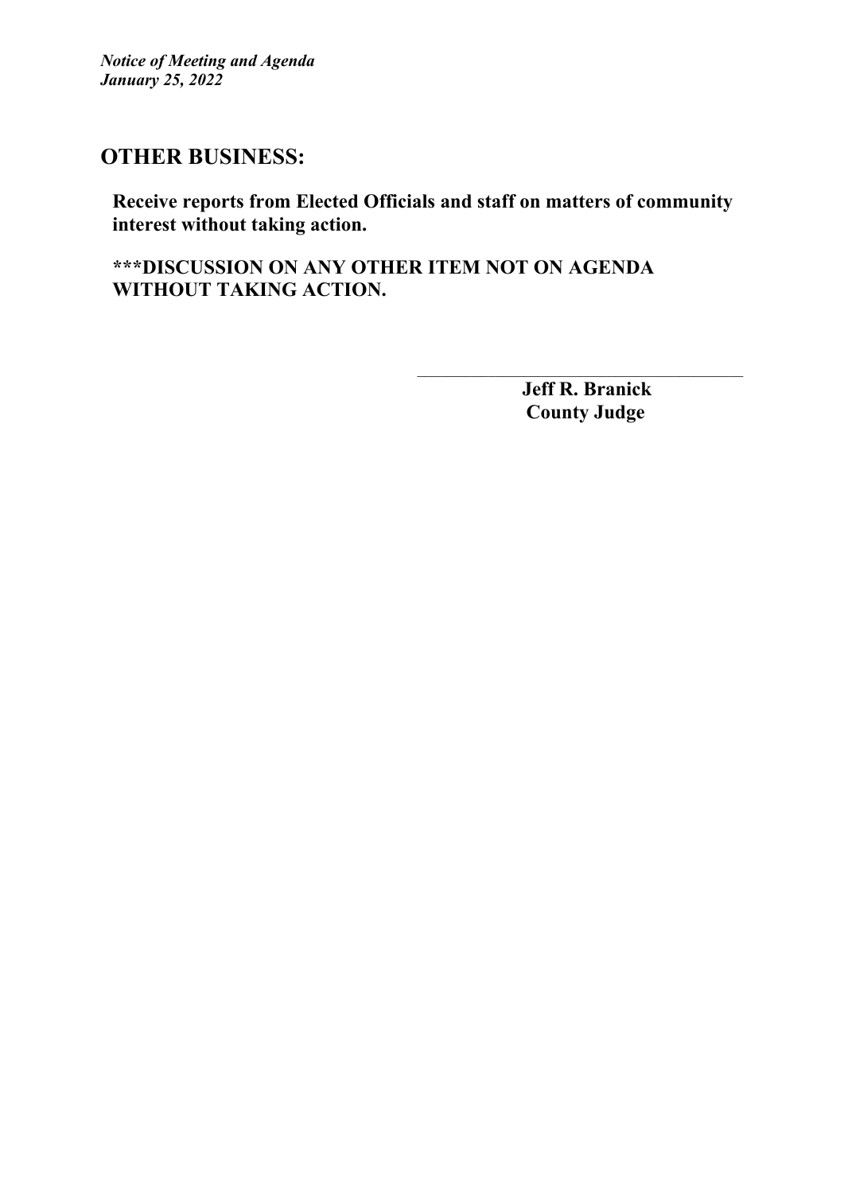## OTHER BUSINESS:

**Receive reports from Elected Officials and staff on matters of community interest without taking action.**

**\*\*\*DISCUSSION ON ANY OTHER ITEM NOT ON AGENDA WITHOUT TAKING ACTION.**

\_\_\_\_\_\_\_\_\_\_\_\_\_\_\_\_\_\_\_\_\_\_\_\_\_\_\_\_\_\_\_\_\_\_\_\_

**Jeff R. Branick**
**County Judge**